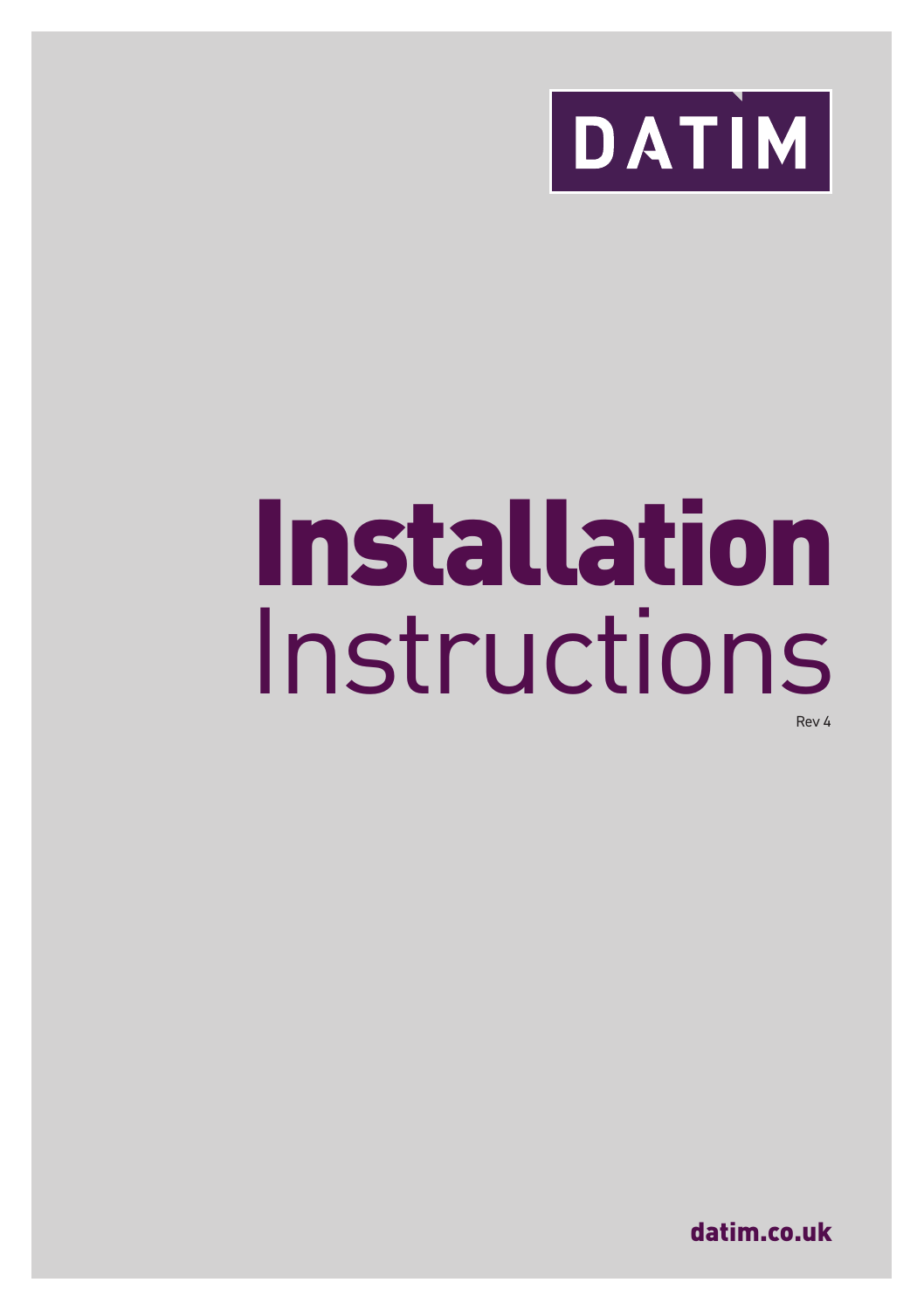DATIM

# Installation Instructions

Rev 4

datim.co.uk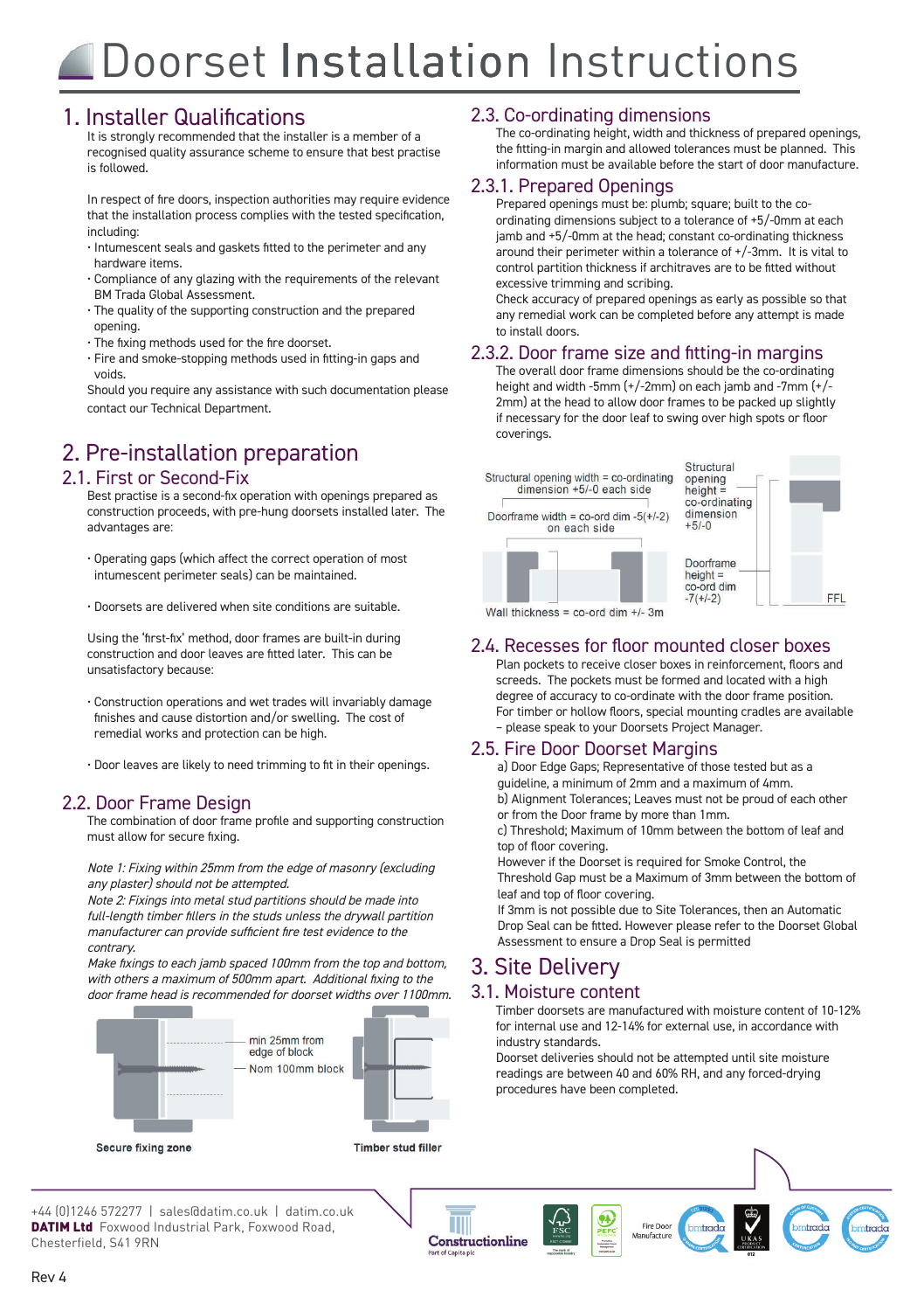# Doorset Installation Instructions

## 1. Installer Qualifications

It is strongly recommended that the installer is a member of a recognised quality assurance scheme to ensure that best practise is followed.

In respect of fire doors, inspection authorities may require evidence that the installation process complies with the tested specification, including:

- Intumescent seals and gaskets fitted to the perimeter and any hardware items.
- Compliance of any glazing with the requirements of the relevant BM Trada Global Assessment.
- The quality of the supporting construction and the prepared opening.
- The fixing methods used for the fire doorset.
- Fire and smoke-stopping methods used in fitting-in gaps and voids.

Should you require any assistance with such documentation please contact our Technical Department.

## 2. Pre-installation preparation

### 2.1. First or Second-Fix

Best practise is a second-fix operation with openings prepared as construction proceeds, with pre-hung doorsets installed later. The advantages are:

- Operating gaps (which affect the correct operation of most intumescent perimeter seals) can be maintained.
- Doorsets are delivered when site conditions are suitable.

Using the 'first-fix' method, door frames are built-in during construction and door leaves are fitted later. This can be unsatisfactory because:

- Construction operations and wet trades will invariably damage finishes and cause distortion and/or swelling. The cost of remedial works and protection can be high.
- Door leaves are likely to need trimming to fit in their openings.

### 2.2. Door Frame Design

The combination of door frame profile and supporting construction must allow for secure fixing.

*Note 1: Fixing within 25mm from the edge of masonry (excluding any plaster) should not be attempted.*

*Note 2: Fixings into metal stud partitions should be made into full-length timber fillers in the studs unless the drywall partition manufacturer can provide sufficient fire test evidence to the contrary.*

*Make fixings to each jamb spaced 100mm from the top and bottom, with others a maximum of 500mm apart. Additional fixing to the door frame head is recommended for doorset widths over 1100mm.*

min 25mm from edge of block

Nom 100mm block

**Secure fixing zone**

**Timber stud filler**

### 2.3. Co-ordinating dimensions

The co-ordinating height, width and thickness of prepared openings, the fitting-in margin and allowed tolerances must be planned. This information must be available before the start of door manufacture.

### 2.3.1. Prepared Openings

Prepared openings must be: plumb; square; built to the co-ordinating dimensions subject to a tolerance of +5/-0mm at each jamb and +5/-0mm at the head; constant co-ordinating thickness around their perimeter within a tolerance of +/-3mm. It is vital to control partition thickness if architraves are to be fitted without excessive trimming and scribing.

Check accuracy of prepared openings as early as possible so that any remedial work can be completed before any attempt is made to install doors.

### 2.3.2. Door frame size and fitting-in margins

The overall door frame dimensions should be the co-ordinating height and width -5mm (+/-2mm) on each jamb and -7mm (+/-2mm) at the head to allow door frames to be packed up slightly if necessary for the door leaf to swing over high spots or floor coverings.

Structural opening width = co-ordinating dimension +5/-0 each side

Doorframe width = co-ord dim -5(+/-2) on each side

Wall thickness = co-ord dim +/- 3m

Structural opening height = co-ordinating dimension +5/-0

Doorframe height = co-ord dim -7(+/-2)

FFL

### 2.4. Recesses for floor mounted closer boxes

Plan pockets to receive closer boxes in reinforcement, floors and screeds. The pockets must be formed and located with a high degree of accuracy to co-ordinate with the door frame position. For timber or hollow floors, special mounting cradles are available – please speak to your Doorsets Project Manager.

### 2.5. Fire Door Doorset Margins

a) Door Edge Gaps; Representative of those tested but as a guideline, a minimum of 2mm and a maximum of 4mm.

b) Alignment Tolerances; Leaves must not be proud of each other or from the Door frame by more than 1mm.

c) Threshold; Maximum of 10mm between the bottom of leaf and top of floor covering.

However if the Doorset is required for Smoke Control, the Threshold Gap must be a Maximum of 3mm between the bottom of leaf and top of floor covering.

If 3mm is not possible due to Site Tolerances, then an Automatic Drop Seal can be fitted. However please refer to the Doorset Global Assessment to ensure a Drop Seal is permitted

## 3. Site Delivery

### 3.1. Moisture content

Timber doorsets are manufactured with moisture content of 10-12% for internal use and 12-14% for external use, in accordance with industry standards.

Doorset deliveries should not be attempted until site moisture readings are between 40 and 60% RH, and any forced-drying procedures have been completed.

+44 (0)1246 572277 | sales@datim.co.uk | datim.co.uk
**DATIM Ltd** Foxwood Industrial Park, Foxwood Road, Chesterfield, S41 9RN

Rev 4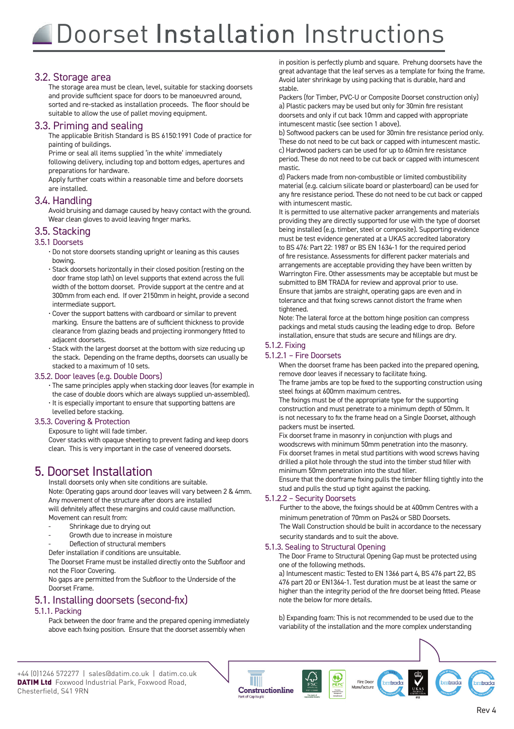# Doorset Installation Instructions

## 3.2. Storage area

The storage area must be clean, level, suitable for stacking doorsets and provide sufficient space for doors to be manoeuvred around, sorted and re-stacked as installation proceeds. The floor should be suitable to allow the use of pallet moving equipment.

## 3.3. Priming and sealing

The applicable British Standard is BS 6150:1991 Code of practice for painting of buildings.

Prime or seal all items supplied 'in the white' immediately following delivery, including top and bottom edges, apertures and preparations for hardware.

Apply further coats within a reasonable time and before doorsets are installed.

## 3.4. Handling

Avoid bruising and damage caused by heavy contact with the ground. Wear clean gloves to avoid leaving finger marks.

## 3.5. Stacking

### 3.5.1 Doorsets

- Do not store doorsets standing upright or leaning as this causes bowing.
- Stack doorsets horizontally in their closed position (resting on the door frame stop lath) on level supports that extend across the full width of the bottom doorset. Provide support at the centre and at 300mm from each end. If over 2150mm in height, provide a second intermediate support.
- Cover the support battens with cardboard or similar to prevent marking. Ensure the battens are of sufficient thickness to provide clearance from glazing beads and projecting ironmongery fitted to adjacent doorsets.
- Stack with the largest doorset at the bottom with size reducing up the stack. Depending on the frame depths, doorsets can usually be stacked to a maximum of 10 sets.

### 3.5.2. Door leaves (e.g. Double Doors)

- The same principles apply when stacking door leaves (for example in the case of double doors which are always supplied un-assembled).
- It is especially important to ensure that supporting battens are levelled before stacking.

### 3.5.3. Covering & Protection

Exposure to light will fade timber.

Cover stacks with opaque sheeting to prevent fading and keep doors clean. This is very important in the case of veneered doorsets.

## 5. Doorset Installation

Install doorsets only when site conditions are suitable.

Note: Operating gaps around door leaves will vary between 2 & 4mm. Any movement of the structure after doors are installed will definitely affect these margins and could cause malfunction.

Movement can result from:

- Shrinkage due to drying out
- Growth due to increase in moisture
- Deflection of structural members

Defer installation if conditions are unsuitable.

The Doorset Frame must be installed directly onto the Subfloor and not the Floor Covering.

No gaps are permitted from the Subfloor to the Underside of the Doorset Frame.

## 5.1. Installing doorsets (second-fix)

### 5.1.1. Packing

Pack between the door frame and the prepared opening immediately above each fixing position. Ensure that the doorset assembly when in position is perfectly plumb and square. Prehung doorsets have the great advantage that the leaf serves as a template for fixing the frame. Avoid later shrinkage by using packing that is durable, hard and stable.

Packers (for Timber, PVC-U or Composite Doorset construction only)

a) Plastic packers may be used but only for 30min fire resistant doorsets and only if cut back 10mm and capped with appropriate intumescent mastic (see section 1 above).

b) Softwood packers can be used for 30min fire resistance period only. These do not need to be cut back or capped with intumescent mastic.

c) Hardwood packers can be used for up to 60min fire resistance period. These do not need to be cut back or capped with intumescent mastic.

d) Packers made from non-combustible or limited combustibility material (e.g. calcium silicate board or plasterboard) can be used for any fire resistance period. These do not need to be cut back or capped with intumescent mastic.

It is permitted to use alternative packer arrangements and materials providing they are directly supported for use with the type of doorset being installed (e.g. timber, steel or composite). Supporting evidence must be test evidence generated at a UKAS accredited laboratory to BS 476: Part 22: 1987 or BS EN 1634-1 for the required period of fire resistance. Assessments for different packer materials and arrangements are acceptable providing they have been written by Warrington Fire. Other assessments may be acceptable but must be submitted to BM TRADA for review and approval prior to use.

Ensure that jambs are straight, operating gaps are even and in tolerance and that fixing screws cannot distort the frame when tightened.

Note: The lateral force at the bottom hinge position can compress packings and metal studs causing the leading edge to drop. Before installation, ensure that studs are secure and fillings are dry.

### 5.1.2. Fixing

#### 5.1.2.1 – Fire Doorsets

When the doorset frame has been packed into the prepared opening, remove door leaves if necessary to facilitate fixing.

The frame jambs are top be fixed to the supporting construction using steel fixings at 600mm maximum centres.

The fixings must be of the appropriate type for the supporting construction and must penetrate to a minimum depth of 50mm. It is not necessary to fix the frame head on a Single Doorset, although packers must be inserted.

Fix doorset frame in masonry in conjunction with plugs and woodscrews with minimum 50mm penetration into the masonry.

Fix doorset frames in metal stud partitions with wood screws having drilled a pilot hole through the stud into the timber stud filler with minimum 50mm penetration into the stud filler.

Ensure that the doorframe fixing pulls the timber filling tightly into the stud and pulls the stud up tight against the packing.

#### 5.1.2.2 – Security Doorsets

Further to the above, the fixings should be at 400mm Centres with a minimum penetration of 70mm on Pas24 or SBD Doorsets.

The Wall Construction should be built in accordance to the necessary security standards and to suit the above.

### 5.1.3. Sealing to Structural Opening

The Door Frame to Structural Opening Gap must be protected using one of the following methods.

a) Intumescent mastic: Tested to EN 1366 part 4, BS 476 part 22, BS 476 part 20 or EN1364-1. Test duration must be at least the same or higher than the integrity period of the fire doorset being fitted. Please note the below for more details.

b) Expanding foam: This is not recommended to be used due to the variability of the installation and the more complex understanding

+44 (0)1246 572277 | sales@datim.co.uk | datim.co.uk
**DATIM Ltd** Foxwood Industrial Park, Foxwood Road, Chesterfield, S41 9RN

Rev 4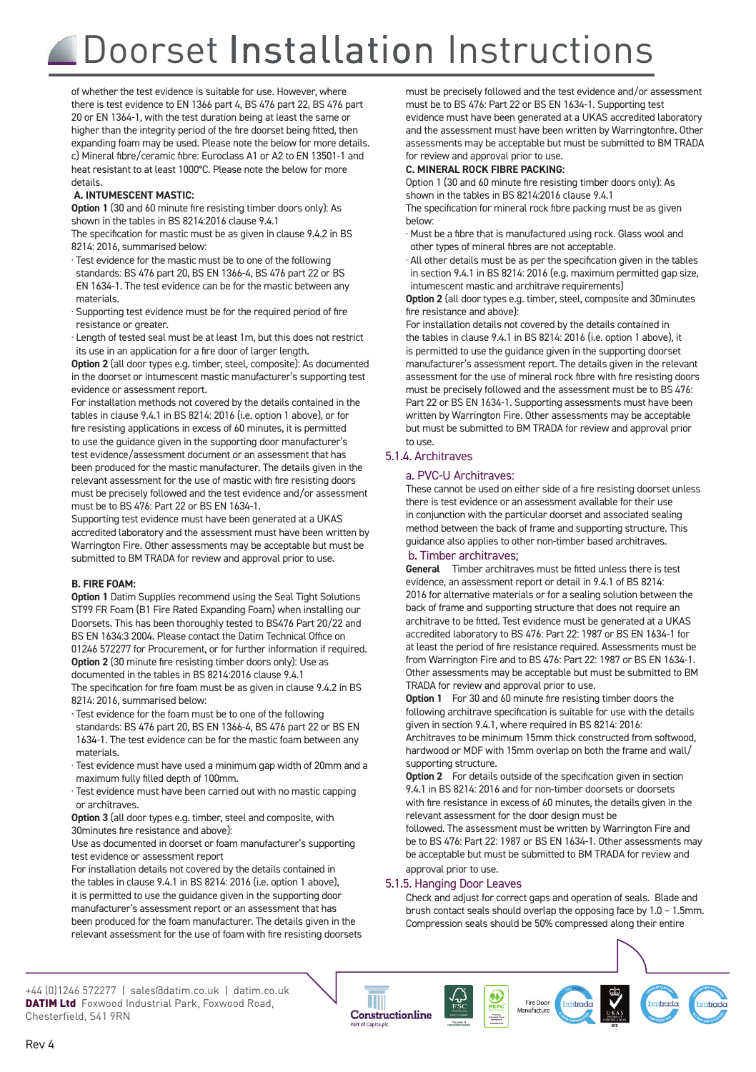of whether the test evidence is suitable for use. However, where there is test evidence to EN 1366 part 4, BS 476 part 22, BS 476 part 20 or EN 1364-1, with the test duration being at least the same or higher than the integrity period of the fire doorset being fitted, then expanding foam may be used. Please note the below for more details.
c) Mineral fibre/ceramic fibre: Euroclass A1 or A2 to EN 13501-1 and heat resistant to at least 1000°C. Please note the below for more details.

**A. INTUMESCENT MASTIC:**

**Option 1** (30 and 60 minute fire resisting timber doors only): As shown in the tables in BS 8214:2016 clause 9.4.1

The specification for mastic must be as given in clause 9.4.2 in BS 8214: 2016, summarised below:

- Test evidence for the mastic must be to one of the following standards: BS 476 part 20, BS EN 1366-4, BS 476 part 22 or BS EN 1634-1. The test evidence can be for the mastic between any materials.
- Supporting test evidence must be for the required period of fire resistance or greater.
- Length of tested seal must be at least 1m, but this does not restrict its use in an application for a fire door of larger length.

**Option 2** (all door types e.g. timber, steel, composite): As documented in the doorset or intumescent mastic manufacturer's supporting test evidence or assessment report.

For installation methods not covered by the details contained in the tables in clause 9.4.1 in BS 8214: 2016 (i.e. option 1 above), or for fire resisting applications in excess of 60 minutes, it is permitted to use the guidance given in the supporting door manufacturer's test evidence/assessment document or an assessment that has been produced for the mastic manufacturer. The details given in the relevant assessment for the use of mastic with fire resisting doors must be precisely followed and the test evidence and/or assessment must be to BS 476: Part 22 or BS EN 1634-1.

Supporting test evidence must have been generated at a UKAS accredited laboratory and the assessment must have been written by Warrington Fire. Other assessments may be acceptable but must be submitted to BM TRADA for review and approval prior to use.

**B. FIRE FOAM:**

**Option 1** Datim Supplies recommend using the Seal Tight Solutions ST99 FR Foam (B1 Fire Rated Expanding Foam) when installing our Doorsets. This has been thoroughly tested to BS476 Part 20/22 and BS EN 1634:3 2004. Please contact the Datim Technical Office on 01246 572277 for Procurement, or for further information if required.

**Option 2** (30 minute fire resisting timber doors only): Use as documented in the tables in BS 8214:2016 clause 9.4.1

The specification for fire foam must be as given in clause 9.4.2 in BS 8214: 2016, summarised below:

- Test evidence for the foam must be to one of the following standards: BS 476 part 20, BS EN 1366-4, BS 476 part 22 or BS EN 1634-1. The test evidence can be for the mastic foam between any materials.
- Test evidence must have used a minimum gap width of 20mm and a maximum fully filled depth of 100mm.
- Test evidence must have been carried out with no mastic capping or architraves.

**Option 3** (all door types e.g. timber, steel and composite, with 30minutes fire resistance and above):

Use as documented in doorset or foam manufacturer's supporting test evidence or assessment report

For installation details not covered by the details contained in the tables in clause 9.4.1 in BS 8214: 2016 (i.e. option 1 above), it is permitted to use the guidance given in the supporting door manufacturer's assessment report or an assessment that has been produced for the foam manufacturer. The details given in the relevant assessment for the use of foam with fire resisting doorsets must be precisely followed and the test evidence and/or assessment must be to BS 476: Part 22 or BS EN 1634-1. Supporting test evidence must have been generated at a UKAS accredited laboratory and the assessment must have been written by Warringtonfire. Other assessments may be acceptable but must be submitted to BM TRADA for review and approval prior to use.

**C. MINERAL ROCK FIBRE PACKING:**

Option 1 (30 and 60 minute fire resisting timber doors only): As shown in the tables in BS 8214:2016 clause 9.4.1

The specification for mineral rock fibre packing must be as given below:

- Must be a fibre that is manufactured using rock. Glass wool and other types of mineral fibres are not acceptable.
- All other details must be as per the specification given in the tables in section 9.4.1 in BS 8214: 2016 (e.g. maximum permitted gap size, intumescent mastic and architrave requirements)

**Option 2** (all door types e.g. timber, steel, composite and 30minutes fire resistance and above):

For installation details not covered by the details contained in the tables in clause 9.4.1 in BS 8214: 2016 (i.e. option 1 above), it is permitted to use the guidance given in the supporting doorset manufacturer's assessment report. The details given in the relevant assessment for the use of mineral rock fibre with fire resisting doors must be precisely followed and the assessment must be to BS 476: Part 22 or BS EN 1634-1. Supporting assessments must have been written by Warrington Fire. Other assessments may be acceptable but must be submitted to BM TRADA for review and approval prior to use.

### 5.1.4. Architraves

#### a. PVC-U Architraves:

These cannot be used on either side of a fire resisting doorset unless there is test evidence or an assessment available for their use in conjunction with the particular doorset and associated sealing method between the back of frame and supporting structure. This guidance also applies to other non-timber based architraves.

#### b. Timber architraves;

**General** Timber architraves must be fitted unless there is test evidence, an assessment report or detail in 9.4.1 of BS 8214: 2016 for alternative materials or for a sealing solution between the back of frame and supporting structure that does not require an architrave to be fitted. Test evidence must be generated at a UKAS accredited laboratory to BS 476: Part 22: 1987 or BS EN 1634-1 for at least the period of fire resistance required. Assessments must be from Warrington Fire and to BS 476: Part 22: 1987 or BS EN 1634-1. Other assessments may be acceptable but must be submitted to BM TRADA for review and approval prior to use.

**Option 1** For 30 and 60 minute fire resisting timber doors the following architrave specification is suitable for use with the details given in section 9.4.1, where required in BS 8214: 2016:
Architraves to be minimum 15mm thick constructed from softwood, hardwood or MDF with 15mm overlap on both the frame and wall/ supporting structure.

**Option 2** For details outside of the specification given in section 9.4.1 in BS 8214: 2016 and for non-timber doorsets or doorsets with fire resistance in excess of 60 minutes, the details given in the relevant assessment for the door design must be followed. The assessment must be written by Warrington Fire and be to BS 476: Part 22: 1987 or BS EN 1634-1. Other assessments may be acceptable but must be submitted to BM TRADA for review and approval prior to use.

### 5.1.5. Hanging Door Leaves

Check and adjust for correct gaps and operation of seals. Blade and brush contact seals should overlap the opposing face by 1.0 – 1.5mm. Compression seals should be 50% compressed along their entire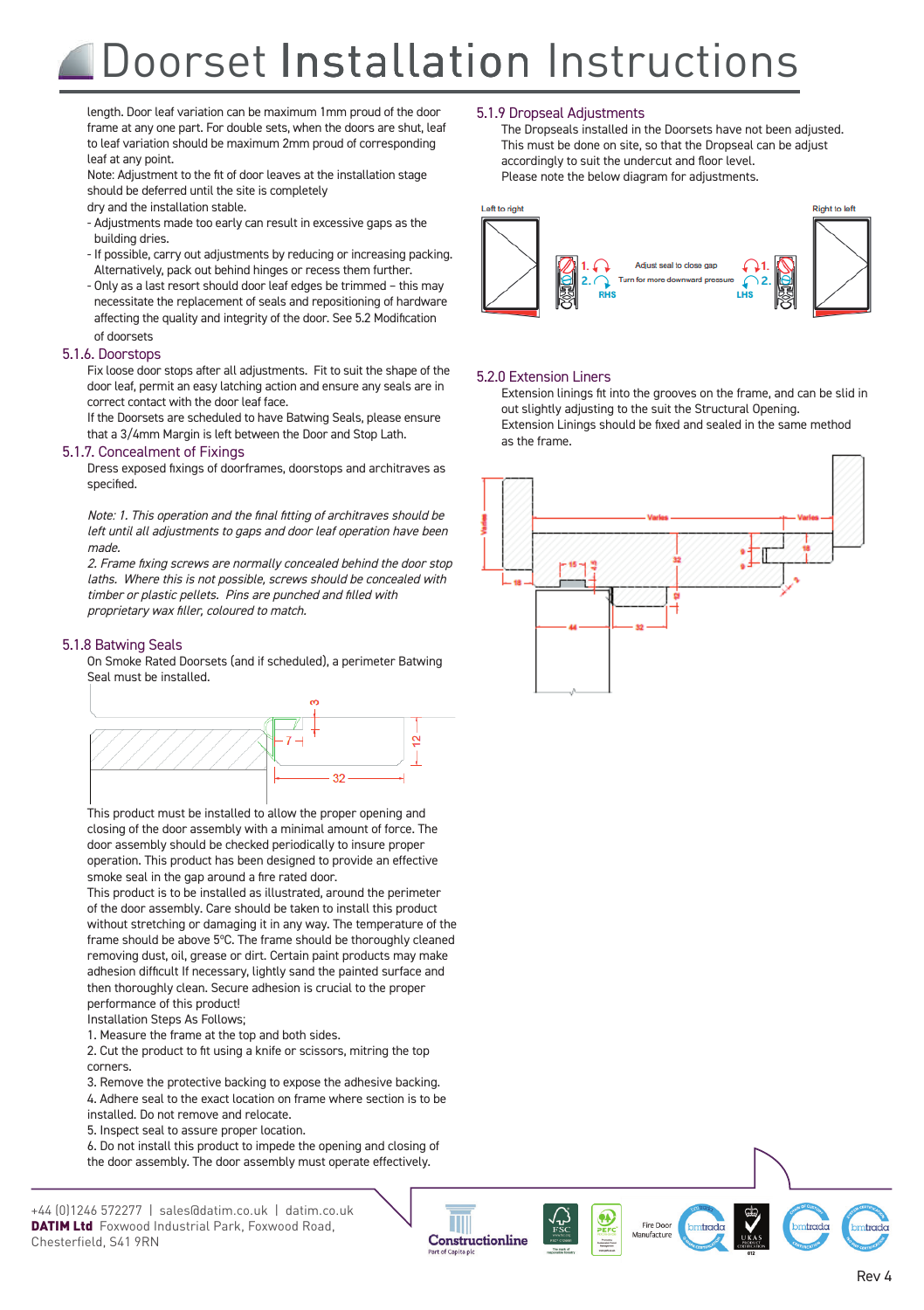# Doorset Installation Instructions

length. Door leaf variation can be maximum 1mm proud of the door frame at any one part. For double sets, when the doors are shut, leaf to leaf variation should be maximum 2mm proud of corresponding leaf at any point.

Note: Adjustment to the fit of door leaves at the installation stage should be deferred until the site is completely dry and the installation stable.

- Adjustments made too early can result in excessive gaps as the building dries.
- If possible, carry out adjustments by reducing or increasing packing. Alternatively, pack out behind hinges or recess them further.
- Only as a last resort should door leaf edges be trimmed – this may necessitate the replacement of seals and repositioning of hardware affecting the quality and integrity of the door. See 5.2 Modification of doorsets

### 5.1.6. Doorstops

Fix loose door stops after all adjustments. Fit to suit the shape of the door leaf, permit an easy latching action and ensure any seals are in correct contact with the door leaf face.

If the Doorsets are scheduled to have Batwing Seals, please ensure that a 3/4mm Margin is left between the Door and Stop Lath.

### 5.1.7. Concealment of Fixings

Dress exposed fixings of doorframes, doorstops and architraves as specified.

*Note: 1. This operation and the final fitting of architraves should be left until all adjustments to gaps and door leaf operation have been made.*

*2. Frame fixing screws are normally concealed behind the door stop laths. Where this is not possible, screws should be concealed with timber or plastic pellets. Pins are punched and filled with proprietary wax filler, coloured to match.*

### 5.1.8 Batwing Seals

On Smoke Rated Doorsets (and if scheduled), a perimeter Batwing Seal must be installed.

This product must be installed to allow the proper opening and closing of the door assembly with a minimal amount of force. The door assembly should be checked periodically to insure proper operation. This product has been designed to provide an effective smoke seal in the gap around a fire rated door.

This product is to be installed as illustrated, around the perimeter of the door assembly. Care should be taken to install this product without stretching or damaging it in any way. The temperature of the frame should be above 5ºC. The frame should be thoroughly cleaned removing dust, oil, grease or dirt. Certain paint products may make adhesion difficult If necessary, lightly sand the painted surface and then thoroughly clean. Secure adhesion is crucial to the proper performance of this product!

Installation Steps As Follows;

1. Measure the frame at the top and both sides.
2. Cut the product to fit using a knife or scissors, mitring the top corners.
3. Remove the protective backing to expose the adhesive backing.
4. Adhere seal to the exact location on frame where section is to be installed. Do not remove and relocate.
5. Inspect seal to assure proper location.
6. Do not install this product to impede the opening and closing of the door assembly. The door assembly must operate effectively.

### 5.1.9 Dropseal Adjustments

The Dropseals installed in the Doorsets have not been adjusted. This must be done on site, so that the Dropseal can be adjust accordingly to suit the undercut and floor level.

Please note the below diagram for adjustments.

### 5.2.0 Extension Liners

Extension linings fit into the grooves on the frame, and can be slid in out slightly adjusting to the suit the Structural Opening.

Extension Linings should be fixed and sealed in the same method as the frame.

+44 (0)1246 572277 | sales@datim.co.uk | datim.co.uk
**DATIM Ltd** Foxwood Industrial Park, Foxwood Road, Chesterfield, S41 9RN

Rev 4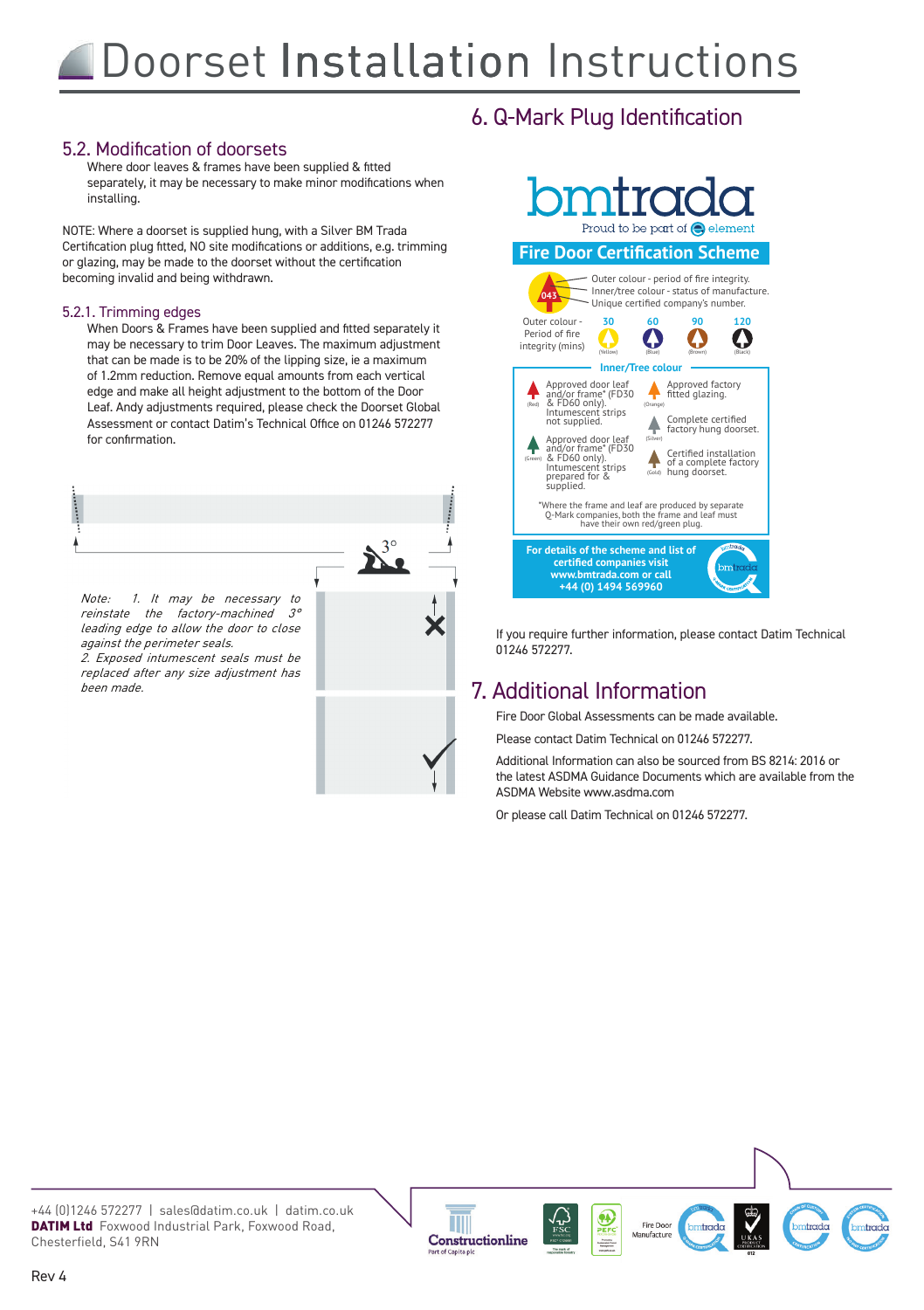# Doorset Installation Instructions

## 5.2. Modification of doorsets

Where door leaves & frames have been supplied & fitted separately, it may be necessary to make minor modifications when installing.

NOTE: Where a doorset is supplied hung, with a Silver BM Trada Certification plug fitted, NO site modifications or additions, e.g. trimming or glazing, may be made to the doorset without the certification becoming invalid and being withdrawn.

### 5.2.1. Trimming edges

When Doors & Frames have been supplied and fitted separately it may be necessary to trim Door Leaves. The maximum adjustment that can be made is to be 20% of the lipping size, ie a maximum of 1.2mm reduction. Remove equal amounts from each vertical edge and make all height adjustment to the bottom of the Door Leaf. Andy adjustments required, please check the Doorset Global Assessment or contact Datim's Technical Office on 01246 572277 for confirmation.

3°

*Note: 1. It may be necessary to reinstate the factory-machined 3° leading edge to allow the door to close against the perimeter seals.*
*2. Exposed intumescent seals must be replaced after any size adjustment has been made.*

## 6. Q-Mark Plug Identification

bmtrada
Proud to be part of element

**Fire Door Certification Scheme**

043

Outer colour - period of fire integrity.
Inner/tree colour - status of manufacture.
Unique certified company's number.

Outer colour - Period of fire integrity (mins)

30 (Yellow)
60 (Blue)
90 (Brown)
120 (Black)

**Inner/Tree colour**

(Red) Approved door leaf and/or frame* (FD30 & FD60 only). Intumescent strips not supplied.

(Orange) Approved factory fitted glazing.

(Silver) Complete certified factory hung doorset.

(Green) Approved door leaf and/or frame* (FD30 & FD60 only). Intumescent strips prepared for & supplied.

(Gold) Certified installation of a complete factory hung doorset.

*Where the frame and leaf are produced by separate Q-Mark companies, both the frame and leaf must have their own red/green plug.

**For details of the scheme and list of certified companies visit www.bmtrada.com or call +44 (0) 1494 569960**

If you require further information, please contact Datim Technical 01246 572277.

## 7. Additional Information

Fire Door Global Assessments can be made available.

Please contact Datim Technical on 01246 572277.

Additional Information can also be sourced from BS 8214: 2016 or the latest ASDMA Guidance Documents which are available from the ASDMA Website www.asdma.com

Or please call Datim Technical on 01246 572277.

+44 (0)1246 572277 | sales@datim.co.uk | datim.co.uk
**DATIM Ltd** Foxwood Industrial Park, Foxwood Road, Chesterfield, S41 9RN

Rev 4